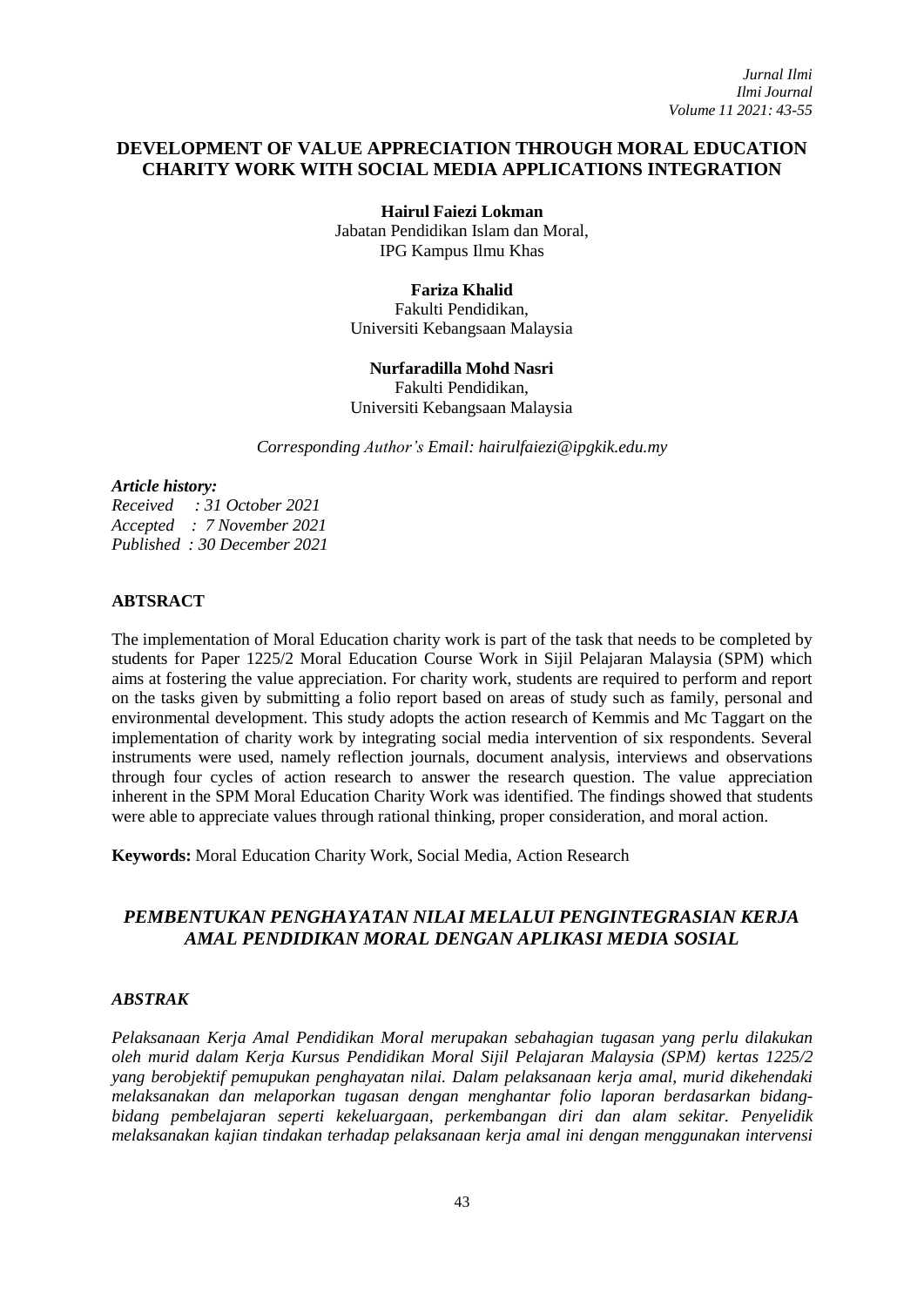# DEVELOPMENT OF VALUE APPRECIATION THROUGH MORAL EDUCATION CHARITY WORK WITH SOCIAL MEDIA APPLICATIONS INTEGRATION

**Hairul Faiezi Lokman**
Jabatan Pendidikan Islam dan Moral,
IPG Kampus Ilmu Khas

**Fariza Khalid**
Fakulti Pendidikan,
Universiti Kebangsaan Malaysia

**Nurfaradilla Mohd Nasri**
Fakulti Pendidikan,
Universiti Kebangsaan Malaysia

*Corresponding Author's Email: hairulfaiezi@ipgkik.edu.my*

***Article history:***
*Received : 31 October 2021*
*Accepted : 7 November 2021*
*Published : 30 December 2021*

## ABTSRACT

The implementation of Moral Education charity work is part of the task that needs to be completed by students for Paper 1225/2 Moral Education Course Work in Sijil Pelajaran Malaysia (SPM) which aims at fostering the value appreciation. For charity work, students are required to perform and report on the tasks given by submitting a folio report based on areas of study such as family, personal and environmental development. This study adopts the action research of Kemmis and Mc Taggart on the implementation of charity work by integrating social media intervention of six respondents. Several instruments were used, namely reflection journals, document analysis, interviews and observations through four cycles of action research to answer the research question. The value appreciation inherent in the SPM Moral Education Charity Work was identified. The findings showed that students were able to appreciate values through rational thinking, proper consideration, and moral action.

**Keywords:** Moral Education Charity Work, Social Media, Action Research

## *PEMBENTUKAN PENGHAYATAN NILAI MELALUI PENGINTEGRASIAN KERJA AMAL PENDIDIKAN MORAL DENGAN APLIKASI MEDIA SOSIAL*

### *ABSTRAK*

*Pelaksanaan Kerja Amal Pendidikan Moral merupakan sebahagian tugasan yang perlu dilakukan oleh murid dalam Kerja Kursus Pendidikan Moral Sijil Pelajaran Malaysia (SPM) kertas 1225/2 yang berobjektif pemupukan penghayatan nilai. Dalam pelaksanaan kerja amal, murid dikehendaki melaksanakan dan melaporkan tugasan dengan menghantar folio laporan berdasarkan bidang-bidang pembelajaran seperti kekeluargaan, perkembangan diri dan alam sekitar. Penyelidik melaksanakan kajian tindakan terhadap pelaksanaan kerja amal ini dengan menggunakan intervensi*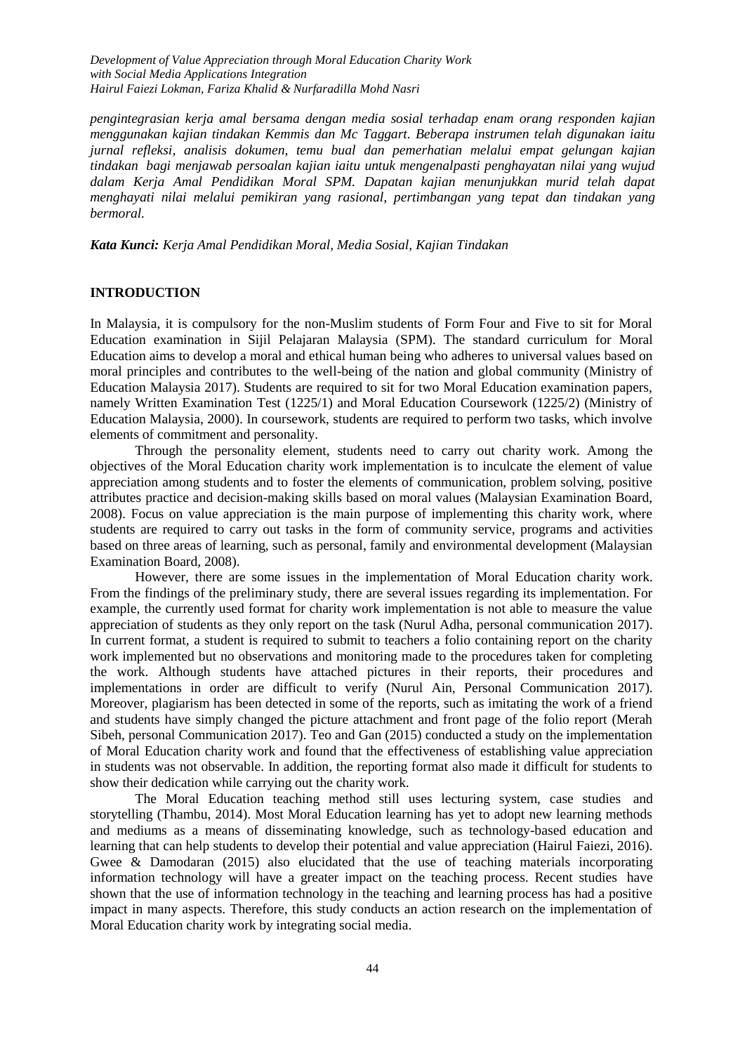*pengintegrasian kerja amal bersama dengan media sosial terhadap enam orang responden kajian menggunakan kajian tindakan Kemmis dan Mc Taggart. Beberapa instrumen telah digunakan iaitu jurnal refleksi, analisis dokumen, temu bual dan pemerhatian melalui empat gelungan kajian tindakan bagi menjawab persoalan kajian iaitu untuk mengenalpasti penghayatan nilai yang wujud dalam Kerja Amal Pendidikan Moral SPM. Dapatan kajian menunjukkan murid telah dapat menghayati nilai melalui pemikiran yang rasional, pertimbangan yang tepat dan tindakan yang bermoral.*

***Kata Kunci:*** *Kerja Amal Pendidikan Moral, Media Sosial, Kajian Tindakan*

## INTRODUCTION

In Malaysia, it is compulsory for the non-Muslim students of Form Four and Five to sit for Moral Education examination in Sijil Pelajaran Malaysia (SPM). The standard curriculum for Moral Education aims to develop a moral and ethical human being who adheres to universal values based on moral principles and contributes to the well-being of the nation and global community (Ministry of Education Malaysia 2017). Students are required to sit for two Moral Education examination papers, namely Written Examination Test (1225/1) and Moral Education Coursework (1225/2) (Ministry of Education Malaysia, 2000). In coursework, students are required to perform two tasks, which involve elements of commitment and personality.

Through the personality element, students need to carry out charity work. Among the objectives of the Moral Education charity work implementation is to inculcate the element of value appreciation among students and to foster the elements of communication, problem solving, positive attributes practice and decision-making skills based on moral values (Malaysian Examination Board, 2008). Focus on value appreciation is the main purpose of implementing this charity work, where students are required to carry out tasks in the form of community service, programs and activities based on three areas of learning, such as personal, family and environmental development (Malaysian Examination Board, 2008).

However, there are some issues in the implementation of Moral Education charity work. From the findings of the preliminary study, there are several issues regarding its implementation. For example, the currently used format for charity work implementation is not able to measure the value appreciation of students as they only report on the task (Nurul Adha, personal communication 2017). In current format, a student is required to submit to teachers a folio containing report on the charity work implemented but no observations and monitoring made to the procedures taken for completing the work. Although students have attached pictures in their reports, their procedures and implementations in order are difficult to verify (Nurul Ain, Personal Communication 2017). Moreover, plagiarism has been detected in some of the reports, such as imitating the work of a friend and students have simply changed the picture attachment and front page of the folio report (Merah Sibeh, personal Communication 2017). Teo and Gan (2015) conducted a study on the implementation of Moral Education charity work and found that the effectiveness of establishing value appreciation in students was not observable. In addition, the reporting format also made it difficult for students to show their dedication while carrying out the charity work.

The Moral Education teaching method still uses lecturing system, case studies and storytelling (Thambu, 2014). Most Moral Education learning has yet to adopt new learning methods and mediums as a means of disseminating knowledge, such as technology-based education and learning that can help students to develop their potential and value appreciation (Hairul Faiezi, 2016). Gwee & Damodaran (2015) also elucidated that the use of teaching materials incorporating information technology will have a greater impact on the teaching process. Recent studies have shown that the use of information technology in the teaching and learning process has had a positive impact in many aspects. Therefore, this study conducts an action research on the implementation of Moral Education charity work by integrating social media.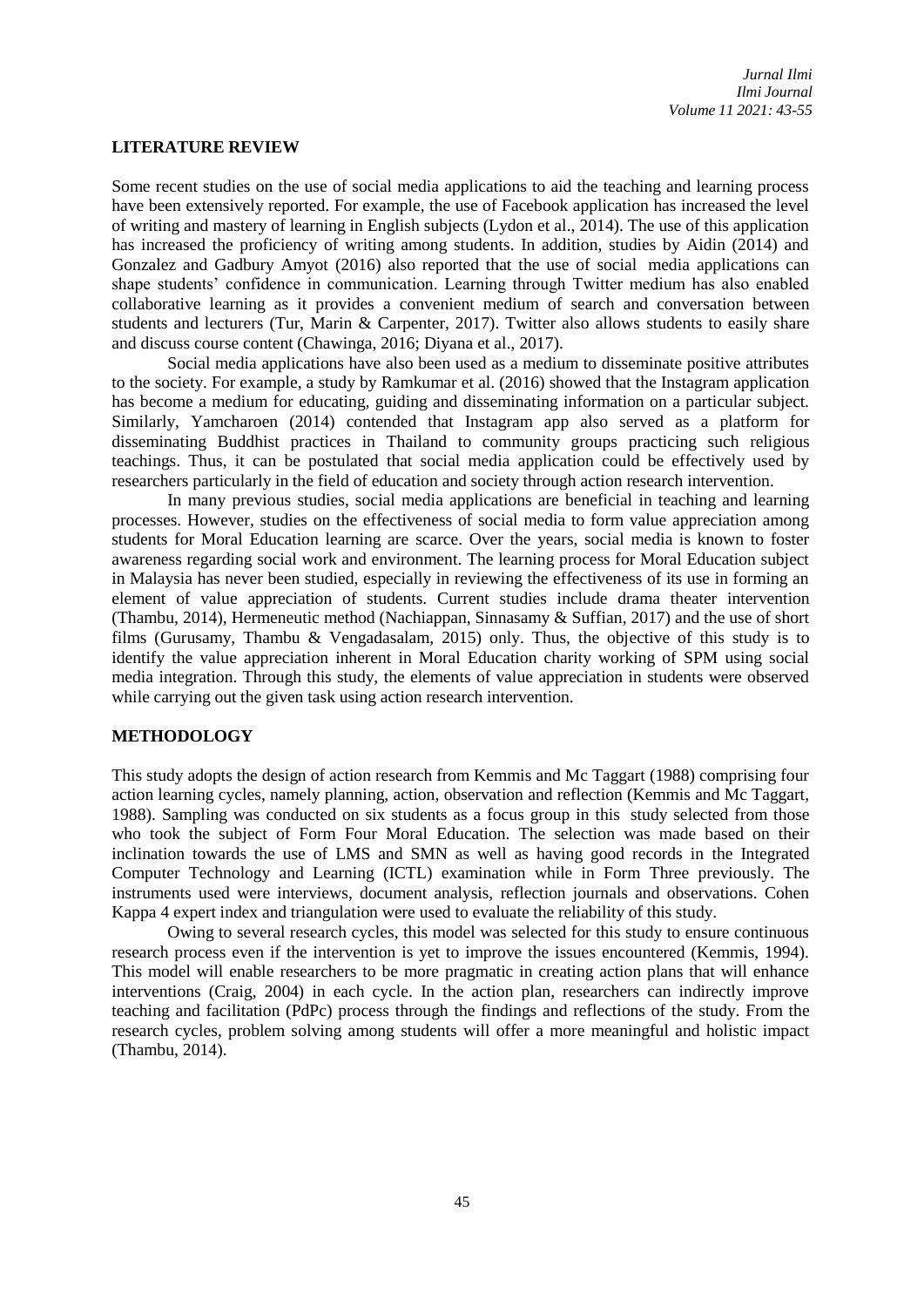## LITERATURE REVIEW

Some recent studies on the use of social media applications to aid the teaching and learning process have been extensively reported. For example, the use of Facebook application has increased the level of writing and mastery of learning in English subjects (Lydon et al., 2014). The use of this application has increased the proficiency of writing among students. In addition, studies by Aidin (2014) and Gonzalez and Gadbury Amyot (2016) also reported that the use of social media applications can shape students' confidence in communication. Learning through Twitter medium has also enabled collaborative learning as it provides a convenient medium of search and conversation between students and lecturers (Tur, Marin & Carpenter, 2017). Twitter also allows students to easily share and discuss course content (Chawinga, 2016; Diyana et al., 2017).

Social media applications have also been used as a medium to disseminate positive attributes to the society. For example, a study by Ramkumar et al. (2016) showed that the Instagram application has become a medium for educating, guiding and disseminating information on a particular subject. Similarly, Yamcharoen (2014) contended that Instagram app also served as a platform for disseminating Buddhist practices in Thailand to community groups practicing such religious teachings. Thus, it can be postulated that social media application could be effectively used by researchers particularly in the field of education and society through action research intervention.

In many previous studies, social media applications are beneficial in teaching and learning processes. However, studies on the effectiveness of social media to form value appreciation among students for Moral Education learning are scarce. Over the years, social media is known to foster awareness regarding social work and environment. The learning process for Moral Education subject in Malaysia has never been studied, especially in reviewing the effectiveness of its use in forming an element of value appreciation of students. Current studies include drama theater intervention (Thambu, 2014), Hermeneutic method (Nachiappan, Sinnasamy & Suffian, 2017) and the use of short films (Gurusamy, Thambu & Vengadasalam, 2015) only. Thus, the objective of this study is to identify the value appreciation inherent in Moral Education charity working of SPM using social media integration. Through this study, the elements of value appreciation in students were observed while carrying out the given task using action research intervention.

## METHODOLOGY

This study adopts the design of action research from Kemmis and Mc Taggart (1988) comprising four action learning cycles, namely planning, action, observation and reflection (Kemmis and Mc Taggart, 1988). Sampling was conducted on six students as a focus group in this study selected from those who took the subject of Form Four Moral Education. The selection was made based on their inclination towards the use of LMS and SMN as well as having good records in the Integrated Computer Technology and Learning (ICTL) examination while in Form Three previously. The instruments used were interviews, document analysis, reflection journals and observations. Cohen Kappa 4 expert index and triangulation were used to evaluate the reliability of this study.

Owing to several research cycles, this model was selected for this study to ensure continuous research process even if the intervention is yet to improve the issues encountered (Kemmis, 1994). This model will enable researchers to be more pragmatic in creating action plans that will enhance interventions (Craig, 2004) in each cycle. In the action plan, researchers can indirectly improve teaching and facilitation (PdPc) process through the findings and reflections of the study. From the research cycles, problem solving among students will offer a more meaningful and holistic impact (Thambu, 2014).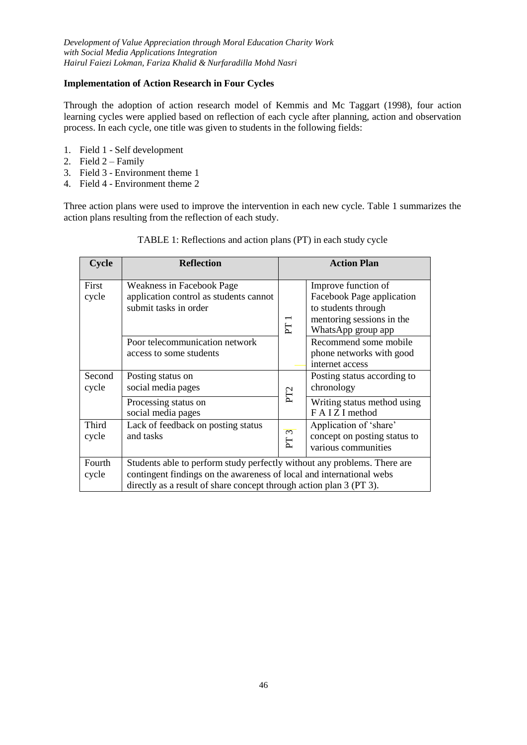**Implementation of Action Research in Four Cycles**

Through the adoption of action research model of Kemmis and Mc Taggart (1998), four action learning cycles were applied based on reflection of each cycle after planning, action and observation process. In each cycle, one title was given to students in the following fields:

1. Field 1 - Self development
2. Field 2 – Family
3. Field 3 - Environment theme 1
4. Field 4 - Environment theme 2

Three action plans were used to improve the intervention in each new cycle. Table 1 summarizes the action plans resulting from the reflection of each study.

TABLE 1: Reflections and action plans (PT) in each study cycle

| Cycle | Reflection | Action Plan | |
|---|---|---|---|
| First cycle | Weakness in Facebook Page application control as students cannot submit tasks in order | PT 1 | Improve function of Facebook Page application to students through mentoring sessions in the WhatsApp group app |
| | Poor telecommunication network access to some students | | Recommend some mobile phone networks with good internet access |
| Second cycle | Posting status on social media pages | PT2 | Posting status according to chronology |
| | Processing status on social media pages | | Writing status method using F A I Z I method |
| Third cycle | Lack of feedback on posting status and tasks | PT 3 | Application of 'share' concept on posting status to various communities |
| Fourth cycle | Students able to perform study perfectly without any problems. There are contingent findings on the awareness of local and international webs directly as a result of share concept through action plan 3 (PT 3). | | |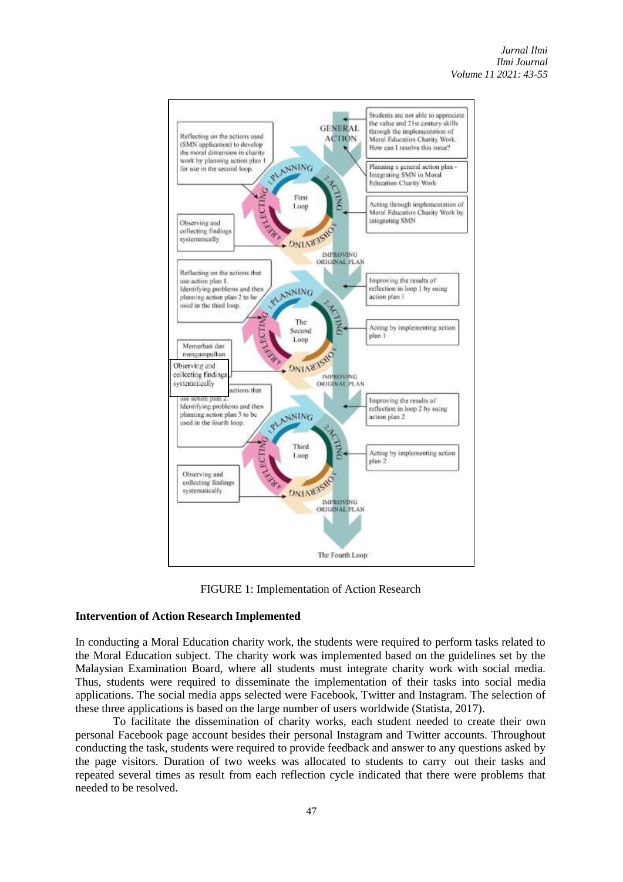FIGURE 1: Implementation of Action Research

**Intervention of Action Research Implemented**

In conducting a Moral Education charity work, the students were required to perform tasks related to the Moral Education subject. The charity work was implemented based on the guidelines set by the Malaysian Examination Board, where all students must integrate charity work with social media. Thus, students were required to disseminate the implementation of their tasks into social media applications. The social media apps selected were Facebook, Twitter and Instagram. The selection of these three applications is based on the large number of users worldwide (Statista, 2017).

To facilitate the dissemination of charity works, each student needed to create their own personal Facebook page account besides their personal Instagram and Twitter accounts. Throughout conducting the task, students were required to provide feedback and answer to any questions asked by the page visitors. Duration of two weeks was allocated to students to carry out their tasks and repeated several times as result from each reflection cycle indicated that there were problems that needed to be resolved.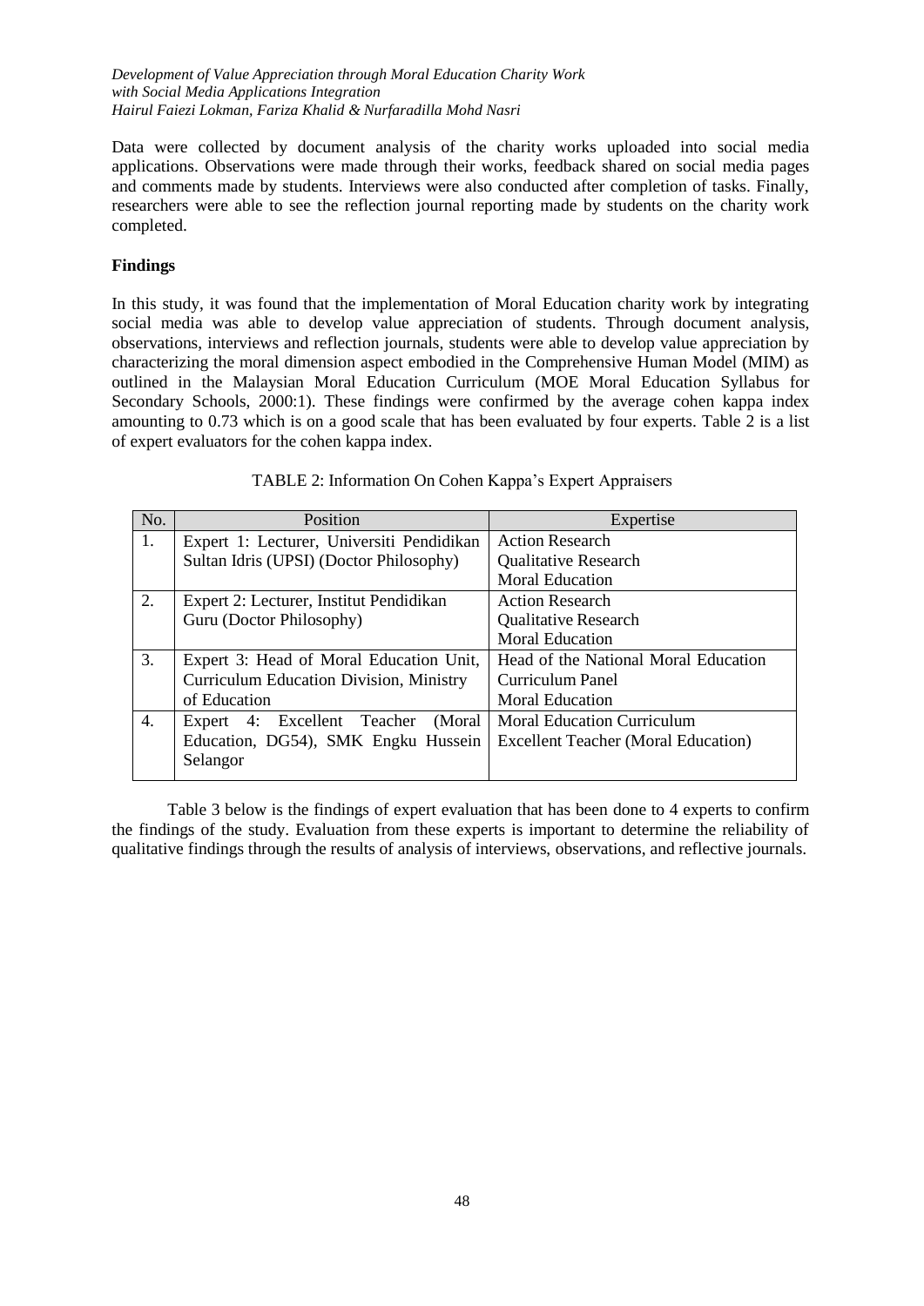Data were collected by document analysis of the charity works uploaded into social media applications. Observations were made through their works, feedback shared on social media pages and comments made by students. Interviews were also conducted after completion of tasks. Finally, researchers were able to see the reflection journal reporting made by students on the charity work completed.

## Findings

In this study, it was found that the implementation of Moral Education charity work by integrating social media was able to develop value appreciation of students. Through document analysis, observations, interviews and reflection journals, students were able to develop value appreciation by characterizing the moral dimension aspect embodied in the Comprehensive Human Model (MIM) as outlined in the Malaysian Moral Education Curriculum (MOE Moral Education Syllabus for Secondary Schools, 2000:1). These findings were confirmed by the average cohen kappa index amounting to 0.73 which is on a good scale that has been evaluated by four experts. Table 2 is a list of expert evaluators for the cohen kappa index.

TABLE 2: Information On Cohen Kappa's Expert Appraisers

| No. | Position | Expertise |
|---|---|---|
| 1. | Expert 1: Lecturer, Universiti Pendidikan Sultan Idris (UPSI) (Doctor Philosophy) | Action Research<br>Qualitative Research<br>Moral Education |
| 2. | Expert 2: Lecturer, Institut Pendidikan Guru (Doctor Philosophy) | Action Research<br>Qualitative Research<br>Moral Education |
| 3. | Expert 3: Head of Moral Education Unit, Curriculum Education Division, Ministry of Education | Head of the National Moral Education Curriculum Panel<br>Moral Education |
| 4. | Expert 4: Excellent Teacher (Moral Education, DG54), SMK Engku Hussein Selangor | Moral Education Curriculum<br>Excellent Teacher (Moral Education) |

Table 3 below is the findings of expert evaluation that has been done to 4 experts to confirm the findings of the study. Evaluation from these experts is important to determine the reliability of qualitative findings through the results of analysis of interviews, observations, and reflective journals.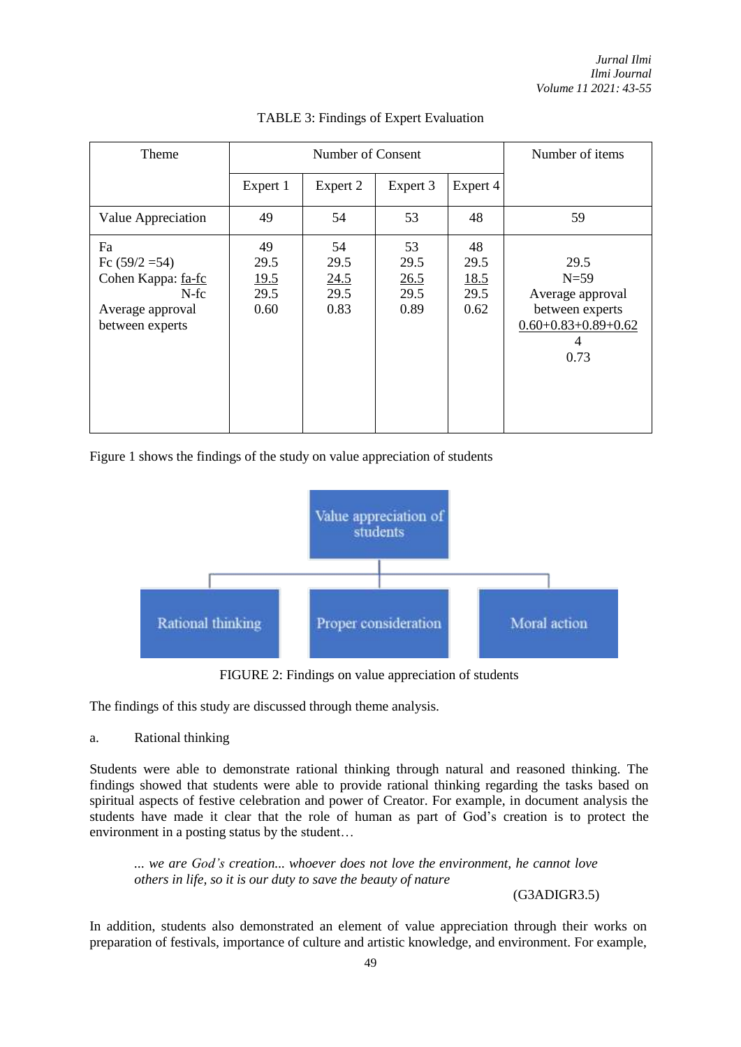TABLE 3: Findings of Expert Evaluation

| Theme | Number of Consent | | | | Number of items |
|---|---|---|---|---|---|
| | Expert 1 | Expert 2 | Expert 3 | Expert 4 | |
| Value Appreciation | 49 | 54 | 53 | 48 | 59 |
| Fa<br>Fc (59/2 =54)<br>Cohen Kappa: fa-fc / N-fc<br>Average approval between experts | 49<br>29.5<br>19.5<br>29.5<br>0.60 | 54<br>29.5<br>24.5<br>29.5<br>0.83 | 53<br>29.5<br>26.5<br>29.5<br>0.89 | 48<br>29.5<br>18.5<br>29.5<br>0.62 | 29.5<br>N=59<br>Average approval between experts<br>0.60+0.83+0.89+0.62 / 4<br>0.73 |

Figure 1 shows the findings of the study on value appreciation of students

Value appreciation of students

Rational thinking | Proper consideration | Moral action

FIGURE 2: Findings on value appreciation of students

The findings of this study are discussed through theme analysis.

a. Rational thinking

Students were able to demonstrate rational thinking through natural and reasoned thinking. The findings showed that students were able to provide rational thinking regarding the tasks based on spiritual aspects of festive celebration and power of Creator. For example, in document analysis the students have made it clear that the role of human as part of God's creation is to protect the environment in a posting status by the student…

> *... we are God's creation... whoever does not love the environment, he cannot love others in life, so it is our duty to save the beauty of nature*
>
> (G3ADIGR3.5)

In addition, students also demonstrated an element of value appreciation through their works on preparation of festivals, importance of culture and artistic knowledge, and environment. For example,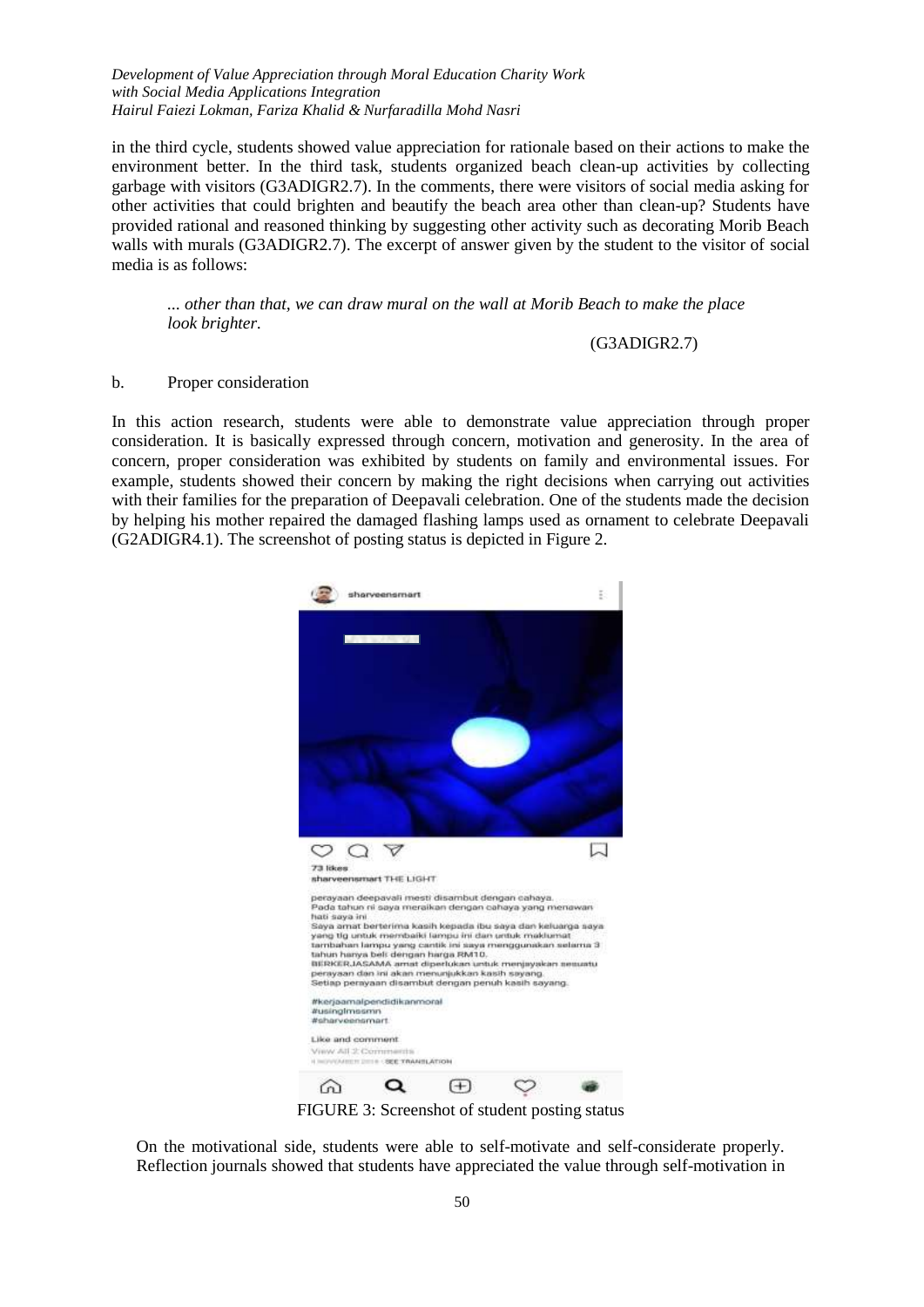in the third cycle, students showed value appreciation for rationale based on their actions to make the environment better. In the third task, students organized beach clean-up activities by collecting garbage with visitors (G3ADIGR2.7). In the comments, there were visitors of social media asking for other activities that could brighten and beautify the beach area other than clean-up? Students have provided rational and reasoned thinking by suggesting other activity such as decorating Morib Beach walls with murals (G3ADIGR2.7). The excerpt of answer given by the student to the visitor of social media is as follows:

> *... other than that, we can draw mural on the wall at Morib Beach to make the place look brighter.*
>
> (G3ADIGR2.7)

b. Proper consideration

In this action research, students were able to demonstrate value appreciation through proper consideration. It is basically expressed through concern, motivation and generosity. In the area of concern, proper consideration was exhibited by students on family and environmental issues. For example, students showed their concern by making the right decisions when carrying out activities with their families for the preparation of Deepavali celebration. One of the students made the decision by helping his mother repaired the damaged flashing lamps used as ornament to celebrate Deepavali (G2ADIGR4.1). The screenshot of posting status is depicted in Figure 2.

FIGURE 3: Screenshot of student posting status

On the motivational side, students were able to self-motivate and self-considerate properly. Reflection journals showed that students have appreciated the value through self-motivation in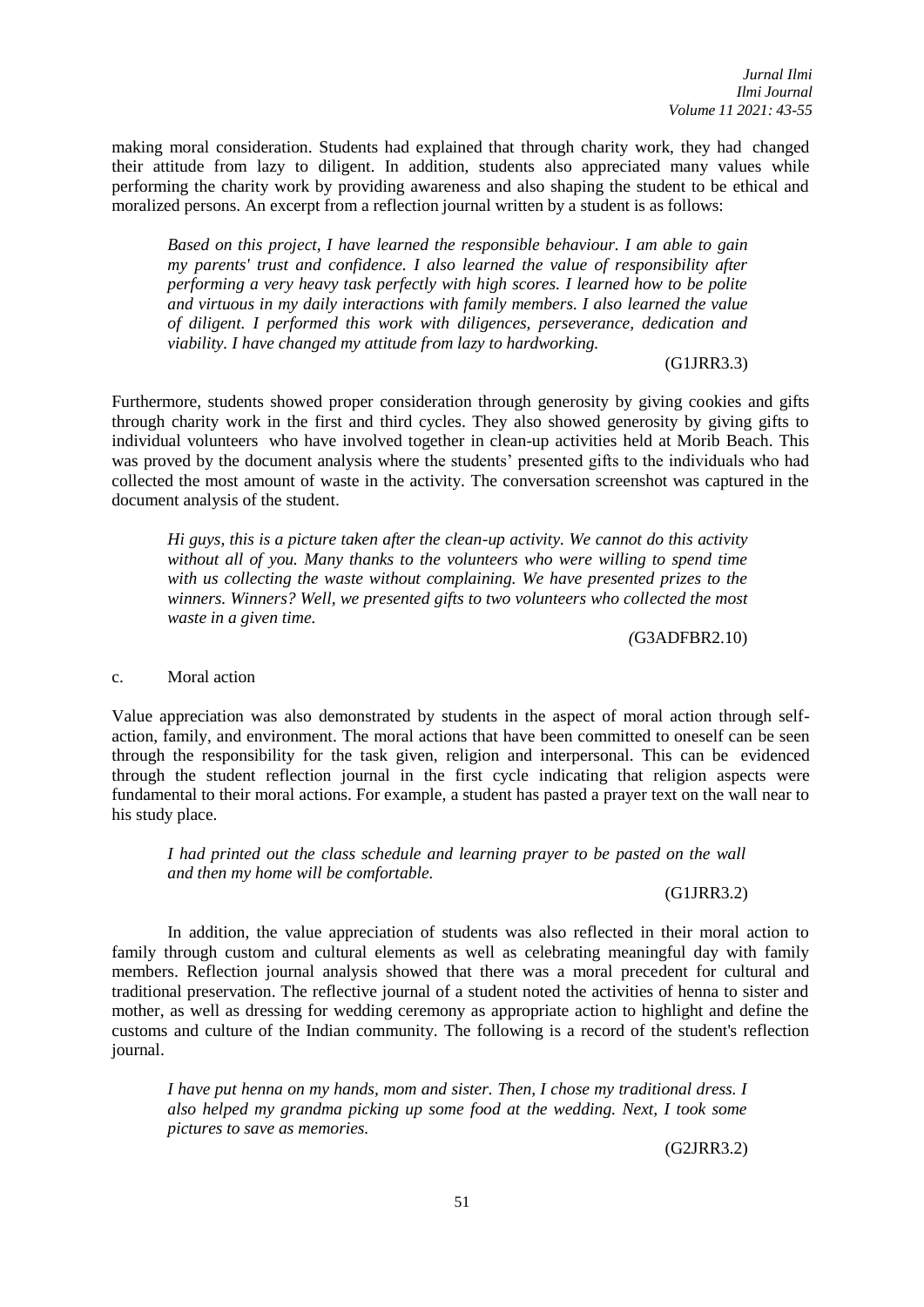making moral consideration. Students had explained that through charity work, they had changed their attitude from lazy to diligent. In addition, students also appreciated many values while performing the charity work by providing awareness and also shaping the student to be ethical and moralized persons. An excerpt from a reflection journal written by a student is as follows:

> *Based on this project, I have learned the responsible behaviour. I am able to gain my parents' trust and confidence. I also learned the value of responsibility after performing a very heavy task perfectly with high scores. I learned how to be polite and virtuous in my daily interactions with family members. I also learned the value of diligent. I performed this work with diligences, perseverance, dedication and viability. I have changed my attitude from lazy to hardworking.*
>
> (G1JRR3.3)

Furthermore, students showed proper consideration through generosity by giving cookies and gifts through charity work in the first and third cycles. They also showed generosity by giving gifts to individual volunteers who have involved together in clean-up activities held at Morib Beach. This was proved by the document analysis where the students' presented gifts to the individuals who had collected the most amount of waste in the activity. The conversation screenshot was captured in the document analysis of the student.

> *Hi guys, this is a picture taken after the clean-up activity. We cannot do this activity without all of you. Many thanks to the volunteers who were willing to spend time with us collecting the waste without complaining. We have presented prizes to the winners. Winners? Well, we presented gifts to two volunteers who collected the most waste in a given time.*
>
> *(*G3ADFBR2.10)

c. Moral action

Value appreciation was also demonstrated by students in the aspect of moral action through self-action, family, and environment. The moral actions that have been committed to oneself can be seen through the responsibility for the task given, religion and interpersonal. This can be evidenced through the student reflection journal in the first cycle indicating that religion aspects were fundamental to their moral actions. For example, a student has pasted a prayer text on the wall near to his study place.

> *I had printed out the class schedule and learning prayer to be pasted on the wall and then my home will be comfortable.*
>
> (G1JRR3.2)

In addition, the value appreciation of students was also reflected in their moral action to family through custom and cultural elements as well as celebrating meaningful day with family members. Reflection journal analysis showed that there was a moral precedent for cultural and traditional preservation. The reflective journal of a student noted the activities of henna to sister and mother, as well as dressing for wedding ceremony as appropriate action to highlight and define the customs and culture of the Indian community. The following is a record of the student's reflection journal.

> *I have put henna on my hands, mom and sister. Then, I chose my traditional dress. I also helped my grandma picking up some food at the wedding. Next, I took some pictures to save as memories.*
>
> (G2JRR3.2)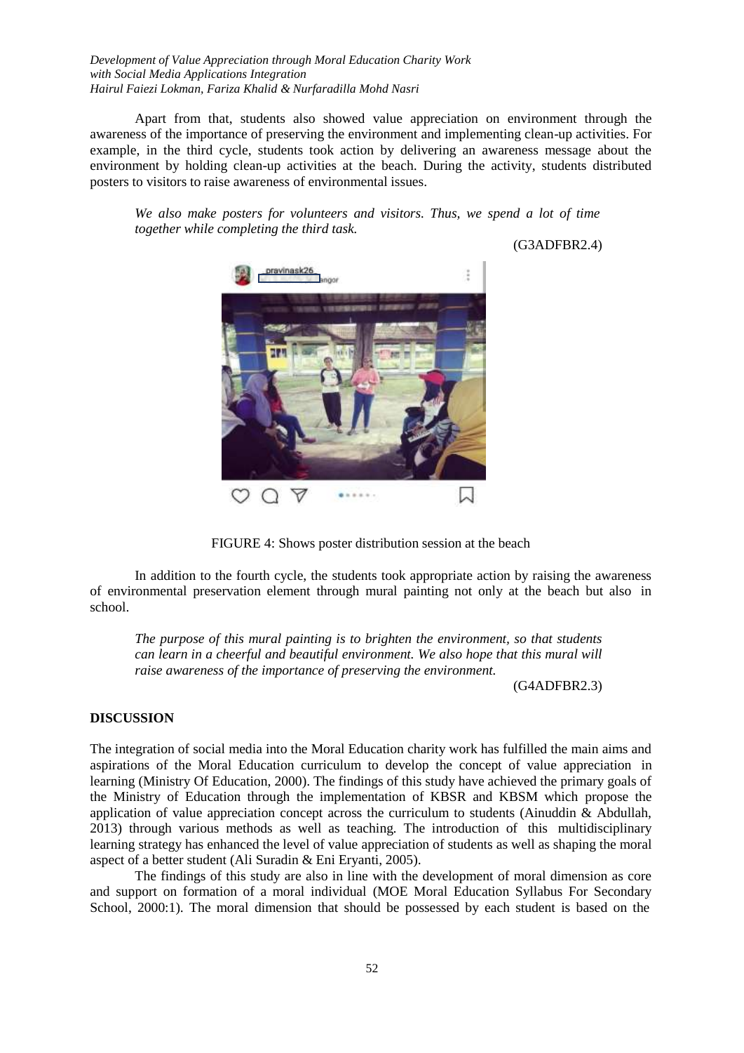Apart from that, students also showed value appreciation on environment through the awareness of the importance of preserving the environment and implementing clean-up activities. For example, in the third cycle, students took action by delivering an awareness message about the environment by holding clean-up activities at the beach. During the activity, students distributed posters to visitors to raise awareness of environmental issues.

> *We also make posters for volunteers and visitors. Thus, we spend a lot of time together while completing the third task.*
>
> (G3ADFBR2.4)

FIGURE 4: Shows poster distribution session at the beach

In addition to the fourth cycle, the students took appropriate action by raising the awareness of environmental preservation element through mural painting not only at the beach but also in school.

> *The purpose of this mural painting is to brighten the environment, so that students can learn in a cheerful and beautiful environment. We also hope that this mural will raise awareness of the importance of preserving the environment.*
>
> (G4ADFBR2.3)

## DISCUSSION

The integration of social media into the Moral Education charity work has fulfilled the main aims and aspirations of the Moral Education curriculum to develop the concept of value appreciation in learning (Ministry Of Education, 2000). The findings of this study have achieved the primary goals of the Ministry of Education through the implementation of KBSR and KBSM which propose the application of value appreciation concept across the curriculum to students (Ainuddin & Abdullah, 2013) through various methods as well as teaching. The introduction of this multidisciplinary learning strategy has enhanced the level of value appreciation of students as well as shaping the moral aspect of a better student (Ali Suradin & Eni Eryanti, 2005).

The findings of this study are also in line with the development of moral dimension as core and support on formation of a moral individual (MOE Moral Education Syllabus For Secondary School, 2000:1). The moral dimension that should be possessed by each student is based on the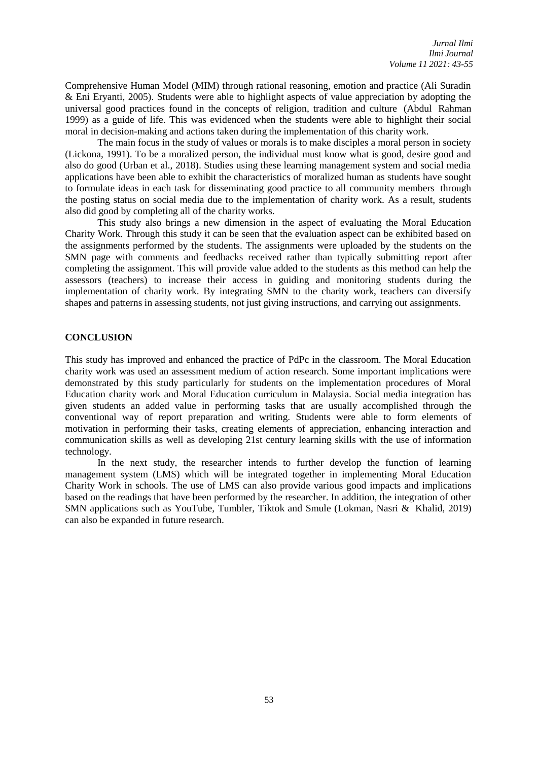Comprehensive Human Model (MIM) through rational reasoning, emotion and practice (Ali Suradin & Eni Eryanti, 2005). Students were able to highlight aspects of value appreciation by adopting the universal good practices found in the concepts of religion, tradition and culture (Abdul Rahman 1999) as a guide of life. This was evidenced when the students were able to highlight their social moral in decision-making and actions taken during the implementation of this charity work.

The main focus in the study of values or morals is to make disciples a moral person in society (Lickona, 1991). To be a moralized person, the individual must know what is good, desire good and also do good (Urban et al., 2018). Studies using these learning management system and social media applications have been able to exhibit the characteristics of moralized human as students have sought to formulate ideas in each task for disseminating good practice to all community members through the posting status on social media due to the implementation of charity work. As a result, students also did good by completing all of the charity works.

This study also brings a new dimension in the aspect of evaluating the Moral Education Charity Work. Through this study it can be seen that the evaluation aspect can be exhibited based on the assignments performed by the students. The assignments were uploaded by the students on the SMN page with comments and feedbacks received rather than typically submitting report after completing the assignment. This will provide value added to the students as this method can help the assessors (teachers) to increase their access in guiding and monitoring students during the implementation of charity work. By integrating SMN to the charity work, teachers can diversify shapes and patterns in assessing students, not just giving instructions, and carrying out assignments.

## CONCLUSION

This study has improved and enhanced the practice of PdPc in the classroom. The Moral Education charity work was used an assessment medium of action research. Some important implications were demonstrated by this study particularly for students on the implementation procedures of Moral Education charity work and Moral Education curriculum in Malaysia. Social media integration has given students an added value in performing tasks that are usually accomplished through the conventional way of report preparation and writing. Students were able to form elements of motivation in performing their tasks, creating elements of appreciation, enhancing interaction and communication skills as well as developing 21st century learning skills with the use of information technology.

In the next study, the researcher intends to further develop the function of learning management system (LMS) which will be integrated together in implementing Moral Education Charity Work in schools. The use of LMS can also provide various good impacts and implications based on the readings that have been performed by the researcher. In addition, the integration of other SMN applications such as YouTube, Tumbler, Tiktok and Smule (Lokman, Nasri & Khalid, 2019) can also be expanded in future research.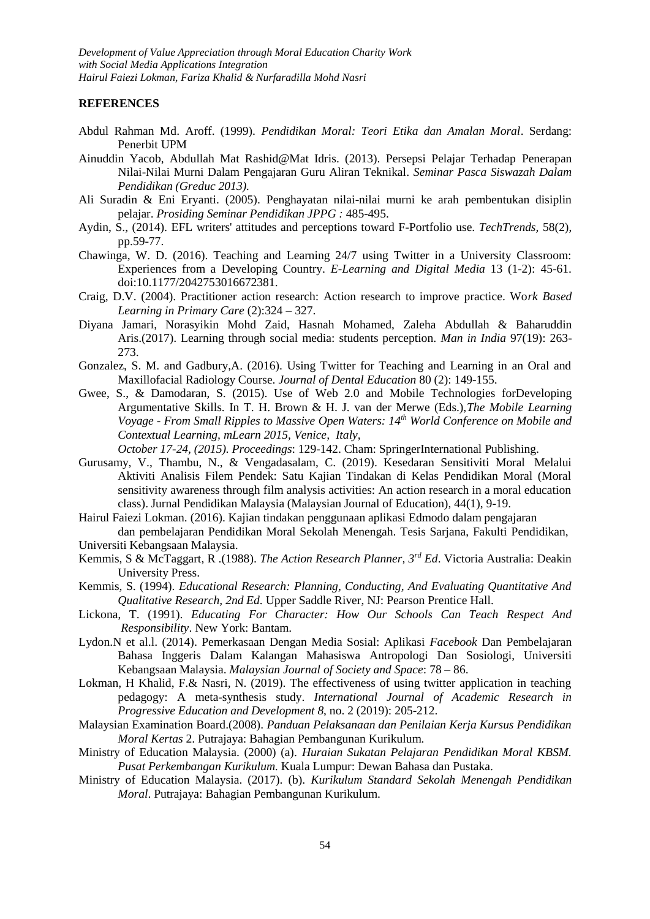## REFERENCES

Abdul Rahman Md. Aroff. (1999). *Pendidikan Moral: Teori Etika dan Amalan Moral*. Serdang: Penerbit UPM

Ainuddin Yacob, Abdullah Mat Rashid@Mat Idris. (2013). Persepsi Pelajar Terhadap Penerapan Nilai-Nilai Murni Dalam Pengajaran Guru Aliran Teknikal. *Seminar Pasca Siswazah Dalam Pendidikan (Greduc 2013).*

Ali Suradin & Eni Eryanti. (2005). Penghayatan nilai-nilai murni ke arah pembentukan disiplin pelajar. *Prosiding Seminar Pendidikan JPPG :* 485-495.

Aydin, S., (2014). EFL writers' attitudes and perceptions toward F-Portfolio use. *TechTrends*, 58(2), pp.59-77.

Chawinga, W. D. (2016). Teaching and Learning 24/7 using Twitter in a University Classroom: Experiences from a Developing Country. *E-Learning and Digital Media* 13 (1-2): 45-61. doi:10.1177/2042753016672381.

Craig, D.V. (2004). Practitioner action research: Action research to improve practice. *Work Based Learning in Primary Care* (2):324 – 327.

Diyana Jamari, Norasyikin Mohd Zaid, Hasnah Mohamed, Zaleha Abdullah & Baharuddin Aris.(2017). Learning through social media: students perception. *Man in India* 97(19): 263-273.

Gonzalez, S. M. and Gadbury,A. (2016). Using Twitter for Teaching and Learning in an Oral and Maxillofacial Radiology Course. *Journal of Dental Education* 80 (2): 149-155.

Gwee, S., & Damodaran, S. (2015). Use of Web 2.0 and Mobile Technologies forDeveloping Argumentative Skills. In T. H. Brown & H. J. van der Merwe (Eds.),*The Mobile Learning Voyage - From Small Ripples to Massive Open Waters: 14th World Conference on Mobile and Contextual Learning, mLearn 2015, Venice, Italy, October 17-24, (2015). Proceedings*: 129-142. Cham: SpringerInternational Publishing.

Gurusamy, V., Thambu, N., & Vengadasalam, C. (2019). Kesedaran Sensitiviti Moral Melalui Aktiviti Analisis Filem Pendek: Satu Kajian Tindakan di Kelas Pendidikan Moral (Moral sensitivity awareness through film analysis activities: An action research in a moral education class). Jurnal Pendidikan Malaysia (Malaysian Journal of Education), 44(1), 9-19.

Hairul Faiezi Lokman. (2016). Kajian tindakan penggunaan aplikasi Edmodo dalam pengajaran dan pembelajaran Pendidikan Moral Sekolah Menengah. Tesis Sarjana, Fakulti Pendidikan, Universiti Kebangsaan Malaysia.

Kemmis, S & McTaggart, R .(1988). *The Action Research Planner, 3rd Ed*. Victoria Australia: Deakin University Press.

Kemmis, S. (1994). *Educational Research: Planning, Conducting, And Evaluating Quantitative And Qualitative Research, 2nd Ed.* Upper Saddle River, NJ: Pearson Prentice Hall.

Lickona, T. (1991). *Educating For Character: How Our Schools Can Teach Respect And Responsibility*. New York: Bantam.

Lydon.N et al.l. (2014). Pemerkasaan Dengan Media Sosial: Aplikasi *Facebook* Dan Pembelajaran Bahasa Inggeris Dalam Kalangan Mahasiswa Antropologi Dan Sosiologi, Universiti Kebangsaan Malaysia. *Malaysian Journal of Society and Space*: 78 – 86.

Lokman, H Khalid, F.& Nasri, N. (2019). The effectiveness of using twitter application in teaching pedagogy: A meta-synthesis study. *International Journal of Academic Research in Progressive Education and Development 8*, no. 2 (2019): 205-212.

Malaysian Examination Board.(2008). *Panduan Pelaksanaan dan Penilaian Kerja Kursus Pendidikan Moral Kertas* 2. Putrajaya: Bahagian Pembangunan Kurikulum.

Ministry of Education Malaysia. (2000) (a). *Huraian Sukatan Pelajaran Pendidikan Moral KBSM. Pusat Perkembangan Kurikulum.* Kuala Lumpur: Dewan Bahasa dan Pustaka.

Ministry of Education Malaysia. (2017). (b). *Kurikulum Standard Sekolah Menengah Pendidikan Moral*. Putrajaya: Bahagian Pembangunan Kurikulum.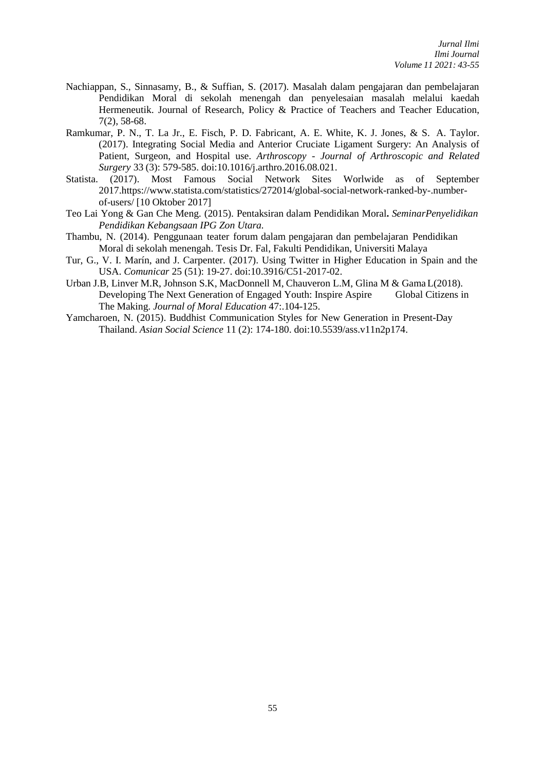Nachiappan, S., Sinnasamy, B., & Suffian, S. (2017). Masalah dalam pengajaran dan pembelajaran Pendidikan Moral di sekolah menengah dan penyelesaian masalah melalui kaedah Hermeneutik. Journal of Research, Policy & Practice of Teachers and Teacher Education, 7(2), 58-68.

Ramkumar, P. N., T. La Jr., E. Fisch, P. D. Fabricant, A. E. White, K. J. Jones, & S. A. Taylor. (2017). Integrating Social Media and Anterior Cruciate Ligament Surgery: An Analysis of Patient, Surgeon, and Hospital use. *Arthroscopy - Journal of Arthroscopic and Related Surgery* 33 (3): 579-585. doi:10.1016/j.arthro.2016.08.021.

Statista. (2017). Most Famous Social Network Sites Worlwide as of September 2017.https://www.statista.com/statistics/272014/global-social-network-ranked-by-.number-of-users/ [10 Oktober 2017]

Teo Lai Yong & Gan Che Meng. (2015). Pentaksiran dalam Pendidikan Moral**.** *SeminarPenyelidikan Pendidikan Kebangsaan IPG Zon Utara.*

Thambu, N. (2014). Penggunaan teater forum dalam pengajaran dan pembelajaran Pendidikan Moral di sekolah menengah. Tesis Dr. Fal, Fakulti Pendidikan, Universiti Malaya

Tur, G., V. I. Marín, and J. Carpenter. (2017). Using Twitter in Higher Education in Spain and the USA. *Comunicar* 25 (51): 19-27. doi:10.3916/C51-2017-02.

Urban J.B, Linver M.R, Johnson S.K, MacDonnell M, Chauveron L.M, Glina M & Gama L(2018). Developing The Next Generation of Engaged Youth: Inspire Aspire Global Citizens in The Making. *Journal of Moral Education* 47:.104-125.

Yamcharoen, N. (2015). Buddhist Communication Styles for New Generation in Present-Day Thailand. *Asian Social Science* 11 (2): 174-180. doi:10.5539/ass.v11n2p174.